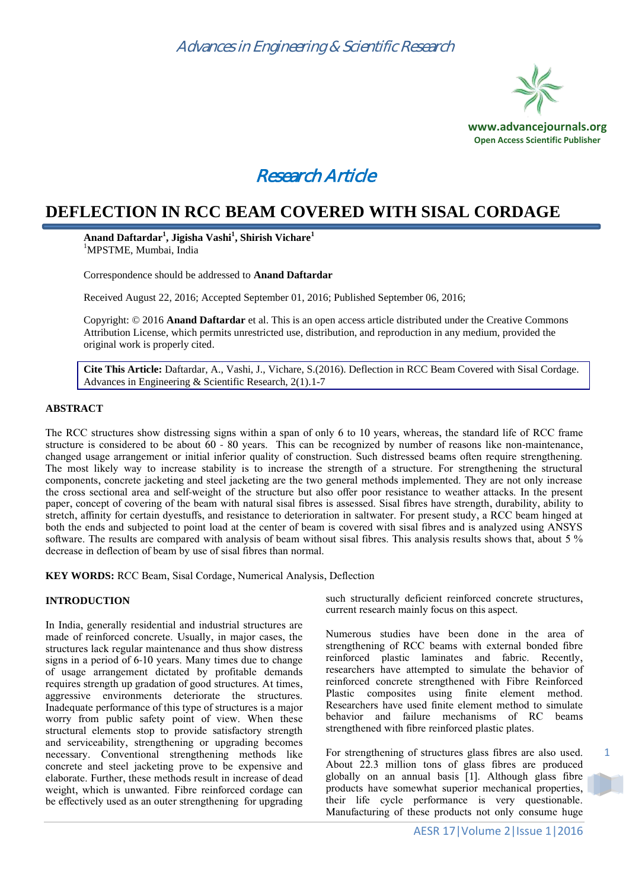Advances in Engineering & Scientific Research

www.advancejournals.org
Open Access Scientific Publisher

Research Article

# DEFLECTION IN RCC BEAM COVERED WITH SISAL CORDAGE

**Anand Daftardar[1], Jigisha Vashi[1], Shirish Vichare[1]**
[1]MPSTME, Mumbai, India

Correspondence should be addressed to **Anand Daftardar**

Received August 22, 2016; Accepted September 01, 2016; Published September 06, 2016;

Copyright: © 2016 **Anand Daftardar** et al. This is an open access article distributed under the Creative Commons Attribution License, which permits unrestricted use, distribution, and reproduction in any medium, provided the original work is properly cited.

**Cite This Article:** Daftardar, A., Vashi, J., Vichare, S.(2016). Deflection in RCC Beam Covered with Sisal Cordage. Advances in Engineering & Scientific Research, 2(1).1-7

## ABSTRACT

The RCC structures show distressing signs within a span of only 6 to 10 years, whereas, the standard life of RCC frame structure is considered to be about 60 - 80 years. This can be recognized by number of reasons like non-maintenance, changed usage arrangement or initial inferior quality of construction. Such distressed beams often require strengthening. The most likely way to increase stability is to increase the strength of a structure. For strengthening the structural components, concrete jacketing and steel jacketing are the two general methods implemented. They are not only increase the cross sectional area and self-weight of the structure but also offer poor resistance to weather attacks. In the present paper, concept of covering of the beam with natural sisal fibres is assessed. Sisal fibres have strength, durability, ability to stretch, affinity for certain dyestuffs, and resistance to deterioration in saltwater. For present study, a RCC beam hinged at both the ends and subjected to point load at the center of beam is covered with sisal fibres and is analyzed using ANSYS software. The results are compared with analysis of beam without sisal fibres. This analysis results shows that, about 5 % decrease in deflection of beam by use of sisal fibres than normal.

**KEY WORDS:** RCC Beam, Sisal Cordage, Numerical Analysis, Deflection

## INTRODUCTION

In India, generally residential and industrial structures are made of reinforced concrete. Usually, in major cases, the structures lack regular maintenance and thus show distress signs in a period of 6-10 years. Many times due to change of usage arrangement dictated by profitable demands requires strength up gradation of good structures. At times, aggressive environments deteriorate the structures. Inadequate performance of this type of structures is a major worry from public safety point of view. When these structural elements stop to provide satisfactory strength and serviceability, strengthening or upgrading becomes necessary. Conventional strengthening methods like concrete and steel jacketing prove to be expensive and elaborate. Further, these methods result in increase of dead weight, which is unwanted. Fibre reinforced cordage can be effectively used as an outer strengthening for upgrading such structurally deficient reinforced concrete structures, current research mainly focus on this aspect.

Numerous studies have been done in the area of strengthening of RCC beams with external bonded fibre reinforced plastic laminates and fabric. Recently, researchers have attempted to simulate the behavior of reinforced concrete strengthened with Fibre Reinforced Plastic composites using finite element method. Researchers have used finite element method to simulate behavior and failure mechanisms of RC beams strengthened with fibre reinforced plastic plates.

For strengthening of structures glass fibres are also used. About 22.3 million tons of glass fibres are produced globally on an annual basis [1]. Although glass fibre products have somewhat superior mechanical properties, their life cycle performance is very questionable. Manufacturing of these products not only consume huge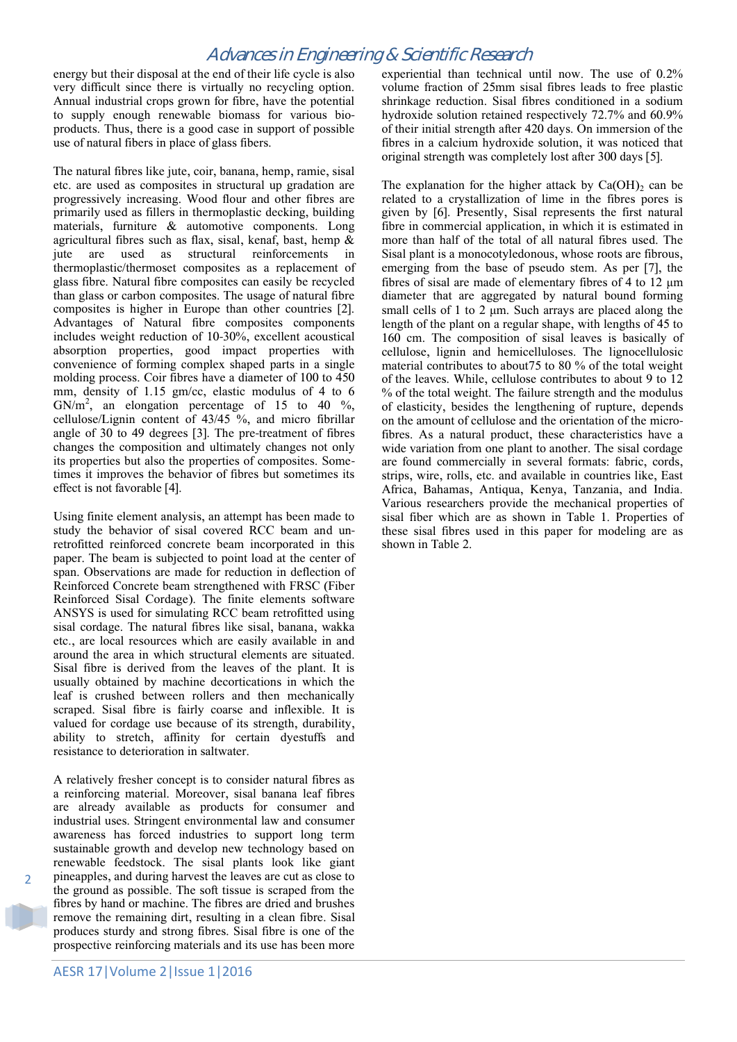energy but their disposal at the end of their life cycle is also very difficult since there is virtually no recycling option. Annual industrial crops grown for fibre, have the potential to supply enough renewable biomass for various bio-products. Thus, there is a good case in support of possible use of natural fibers in place of glass fibers.

The natural fibres like jute, coir, banana, hemp, ramie, sisal etc. are used as composites in structural up gradation are progressively increasing. Wood flour and other fibres are primarily used as fillers in thermoplastic decking, building materials, furniture & automotive components. Long agricultural fibres such as flax, sisal, kenaf, bast, hemp & jute are used as structural reinforcements in thermoplastic/thermoset composites as a replacement of glass fibre. Natural fibre composites can easily be recycled than glass or carbon composites. The usage of natural fibre composites is higher in Europe than other countries [2]. Advantages of Natural fibre composites components includes weight reduction of 10-30%, excellent acoustical absorption properties, good impact properties with convenience of forming complex shaped parts in a single molding process. Coir fibres have a diameter of 100 to 450 mm, density of 1.15 gm/cc, elastic modulus of 4 to 6 $GN/m^2$, an elongation percentage of 15 to 40 %, cellulose/Lignin content of 43/45 %, and micro fibrillar angle of 30 to 49 degrees [3]. The pre-treatment of fibres changes the composition and ultimately changes not only its properties but also the properties of composites. Sometimes it improves the behavior of fibres but sometimes its effect is not favorable [4].

Using finite element analysis, an attempt has been made to study the behavior of sisal covered RCC beam and un-retrofitted reinforced concrete beam incorporated in this paper. The beam is subjected to point load at the center of span. Observations are made for reduction in deflection of Reinforced Concrete beam strengthened with FRSC (Fiber Reinforced Sisal Cordage). The finite elements software ANSYS is used for simulating RCC beam retrofitted using sisal cordage. The natural fibres like sisal, banana, wakka etc., are local resources which are easily available in and around the area in which structural elements are situated. Sisal fibre is derived from the leaves of the plant. It is usually obtained by machine decortications in which the leaf is crushed between rollers and then mechanically scraped. Sisal fibre is fairly coarse and inflexible. It is valued for cordage use because of its strength, durability, ability to stretch, affinity for certain dyestuffs and resistance to deterioration in saltwater.

A relatively fresher concept is to consider natural fibres as a reinforcing material. Moreover, sisal banana leaf fibres are already available as products for consumer and industrial uses. Stringent environmental law and consumer awareness has forced industries to support long term sustainable growth and develop new technology based on renewable feedstock. The sisal plants look like giant pineapples, and during harvest the leaves are cut as close to the ground as possible. The soft tissue is scraped from the fibres by hand or machine. The fibres are dried and brushes remove the remaining dirt, resulting in a clean fibre. Sisal produces sturdy and strong fibres. Sisal fibre is one of the prospective reinforcing materials and its use has been more experiential than technical until now. The use of 0.2% volume fraction of 25mm sisal fibres leads to free plastic shrinkage reduction. Sisal fibres conditioned in a sodium hydroxide solution retained respectively 72.7% and 60.9% of their initial strength after 420 days. On immersion of the fibres in a calcium hydroxide solution, it was noticed that original strength was completely lost after 300 days [5].

The explanation for the higher attack by $Ca(OH)_2$ can be related to a crystallization of lime in the fibres pores is given by [6]. Presently, Sisal represents the first natural fibre in commercial application, in which it is estimated in more than half of the total of all natural fibres used. The Sisal plant is a monocotyledonous, whose roots are fibrous, emerging from the base of pseudo stem. As per [7], the fibres of sisal are made of elementary fibres of 4 to 12 µm diameter that are aggregated by natural bound forming small cells of 1 to 2 µm. Such arrays are placed along the length of the plant on a regular shape, with lengths of 45 to 160 cm. The composition of sisal leaves is basically of cellulose, lignin and hemicelluloses. The lignocellulosic material contributes to about75 to 80 % of the total weight of the leaves. While, cellulose contributes to about 9 to 12 % of the total weight. The failure strength and the modulus of elasticity, besides the lengthening of rupture, depends on the amount of cellulose and the orientation of the micro-fibres. As a natural product, these characteristics have a wide variation from one plant to another. The sisal cordage are found commercially in several formats: fabric, cords, strips, wire, rolls, etc. and available in countries like, East Africa, Bahamas, Antiqua, Kenya, Tanzania, and India. Various researchers provide the mechanical properties of sisal fiber which are as shown in Table 1. Properties of these sisal fibres used in this paper for modeling are as shown in Table 2.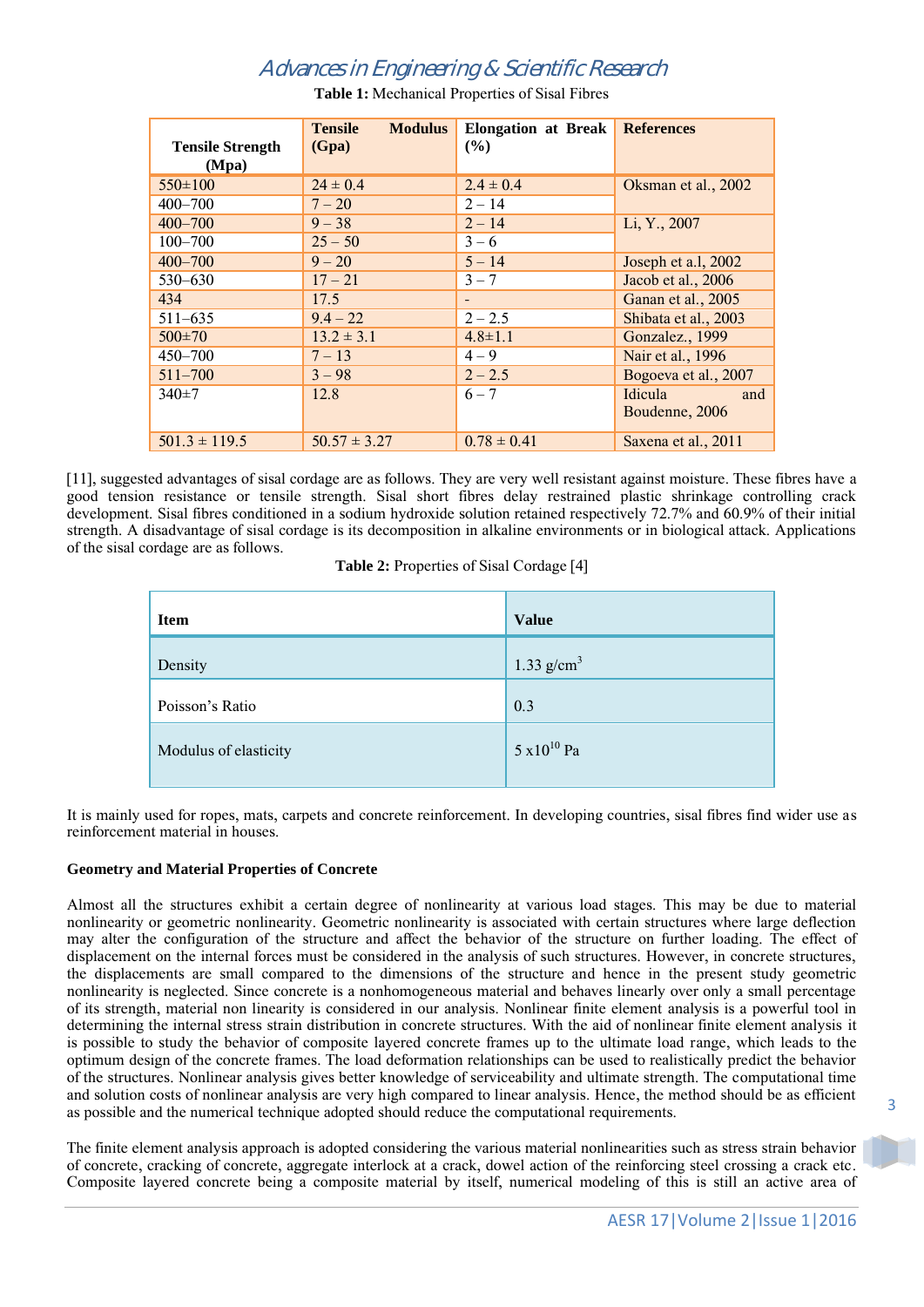**Table 1:** Mechanical Properties of Sisal Fibres

| Tensile Strength (Mpa) | Tensile Modulus (Gpa) | Elongation at Break (%) | References |
|---|---|---|---|
| 550±100 | 24 ± 0.4 | 2.4 ± 0.4 | Oksman et al., 2002 |
| 400–700 | 7 – 20 | 2 – 14 | |
| 400–700 | 9 – 38 | 2 – 14 | Li, Y., 2007 |
| 100–700 | 25 – 50 | 3 – 6 | |
| 400–700 | 9 – 20 | 5 – 14 | Joseph et a.l, 2002 |
| 530–630 | 17 – 21 | 3 – 7 | Jacob et al., 2006 |
| 434 | 17.5 | - | Ganan et al., 2005 |
| 511–635 | 9.4 – 22 | 2 – 2.5 | Shibata et al., 2003 |
| 500±70 | 13.2 ± 3.1 | 4.8±1.1 | Gonzalez., 1999 |
| 450–700 | 7 – 13 | 4 – 9 | Nair et al., 1996 |
| 511–700 | 3 – 98 | 2 – 2.5 | Bogoeva et al., 2007 |
| 340±7 | 12.8 | 6 – 7 | Idicula and Boudenne, 2006 |
| 501.3 ± 119.5 | 50.57 ± 3.27 | 0.78 ± 0.41 | Saxena et al., 2011 |

[11], suggested advantages of sisal cordage are as follows. They are very well resistant against moisture. These fibres have a good tension resistance or tensile strength. Sisal short fibres delay restrained plastic shrinkage controlling crack development. Sisal fibres conditioned in a sodium hydroxide solution retained respectively 72.7% and 60.9% of their initial strength. A disadvantage of sisal cordage is its decomposition in alkaline environments or in biological attack. Applications of the sisal cordage are as follows.

**Table 2:** Properties of Sisal Cordage [4]

| Item | Value |
|---|---|
| Density | 1.33 g/cm$^3$ |
| Poisson's Ratio | 0.3 |
| Modulus of elasticity | 5 x10$^{10}$ Pa |

It is mainly used for ropes, mats, carpets and concrete reinforcement. In developing countries, sisal fibres find wider use as reinforcement material in houses.

**Geometry and Material Properties of Concrete**

Almost all the structures exhibit a certain degree of nonlinearity at various load stages. This may be due to material nonlinearity or geometric nonlinearity. Geometric nonlinearity is associated with certain structures where large deflection may alter the configuration of the structure and affect the behavior of the structure on further loading. The effect of displacement on the internal forces must be considered in the analysis of such structures. However, in concrete structures, the displacements are small compared to the dimensions of the structure and hence in the present study geometric nonlinearity is neglected. Since concrete is a nonhomogeneous material and behaves linearly over only a small percentage of its strength, material non linearity is considered in our analysis. Nonlinear finite element analysis is a powerful tool in determining the internal stress strain distribution in concrete structures. With the aid of nonlinear finite element analysis it is possible to study the behavior of composite layered concrete frames up to the ultimate load range, which leads to the optimum design of the concrete frames. The load deformation relationships can be used to realistically predict the behavior of the structures. Nonlinear analysis gives better knowledge of serviceability and ultimate strength. The computational time and solution costs of nonlinear analysis are very high compared to linear analysis. Hence, the method should be as efficient as possible and the numerical technique adopted should reduce the computational requirements.

The finite element analysis approach is adopted considering the various material nonlinearities such as stress strain behavior of concrete, cracking of concrete, aggregate interlock at a crack, dowel action of the reinforcing steel crossing a crack etc. Composite layered concrete being a composite material by itself, numerical modeling of this is still an active area of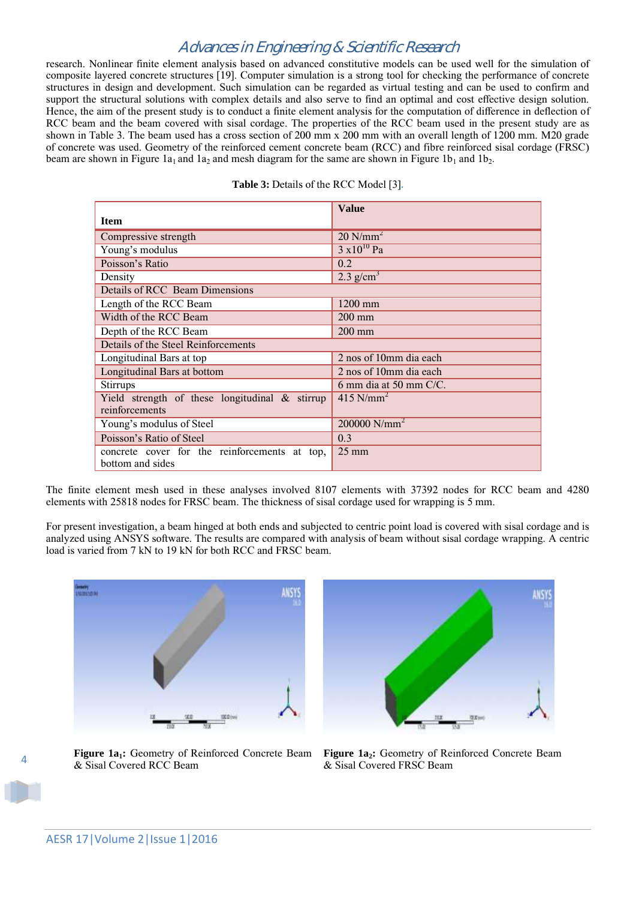research. Nonlinear finite element analysis based on advanced constitutive models can be used well for the simulation of composite layered concrete structures [19]. Computer simulation is a strong tool for checking the performance of concrete structures in design and development. Such simulation can be regarded as virtual testing and can be used to confirm and support the structural solutions with complex details and also serve to find an optimal and cost effective design solution. Hence, the aim of the present study is to conduct a finite element analysis for the computation of difference in deflection of RCC beam and the beam covered with sisal cordage. The properties of the RCC beam used in the present study are as shown in Table 3. The beam used has a cross section of 200 mm x 200 mm with an overall length of 1200 mm. M20 grade of concrete was used. Geometry of the reinforced cement concrete beam (RCC) and fibre reinforced sisal cordage (FRSC) beam are shown in Figure $1a_1$ and $1a_2$ and mesh diagram for the same are shown in Figure $1b_1$ and $1b_2$.

**Table 3:** Details of the RCC Model [3].

| Item | Value |
|---|---|
| Compressive strength | 20 N/mm$^2$ |
| Young's modulus | 3 x10$^{10}$ Pa |
| Poisson's Ratio | 0.2 |
| Density | 2.3 g/cm$^3$ |
| Details of RCC Beam Dimensions | |
| Length of the RCC Beam | 1200 mm |
| Width of the RCC Beam | 200 mm |
| Depth of the RCC Beam | 200 mm |
| Details of the Steel Reinforcements | |
| Longitudinal Bars at top | 2 nos of 10mm dia each |
| Longitudinal Bars at bottom | 2 nos of 10mm dia each |
| Stirrups | 6 mm dia at 50 mm C/C. |
| Yield strength of these longitudinal & stirrup reinforcements | 415 N/mm$^2$ |
| Young's modulus of Steel | 200000 N/mm$^2$ |
| Poisson's Ratio of Steel | 0.3 |
| concrete cover for the reinforcements at top, bottom and sides | 25 mm |

The finite element mesh used in these analyses involved 8107 elements with 37392 nodes for RCC beam and 4280 elements with 25818 nodes for FRSC beam. The thickness of sisal cordage used for wrapping is 5 mm.

For present investigation, a beam hinged at both ends and subjected to centric point load is covered with sisal cordage and is analyzed using ANSYS software. The results are compared with analysis of beam without sisal cordage wrapping. A centric load is varied from 7 kN to 19 kN for both RCC and FRSC beam.

**Figure $1a_1$:** Geometry of Reinforced Concrete Beam & Sisal Covered RCC Beam

**Figure $1a_2$:** Geometry of Reinforced Concrete Beam & Sisal Covered FRSC Beam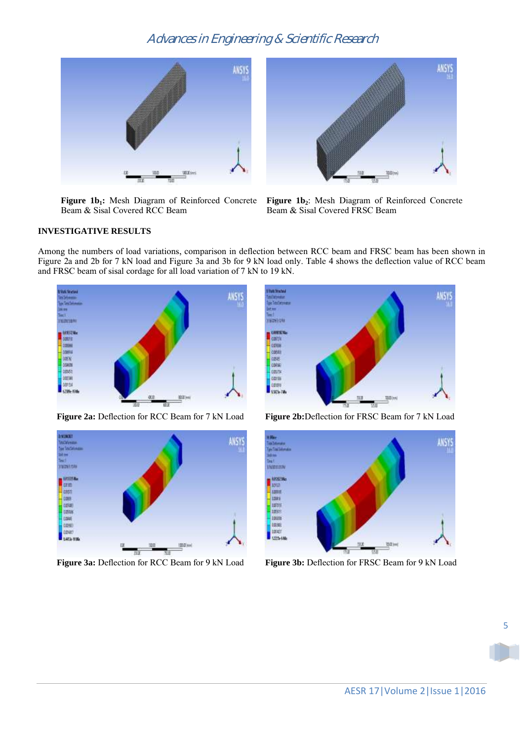**Figure 1b$_1$:** Mesh Diagram of Reinforced Concrete Beam & Sisal Covered RCC Beam

**Figure 1b$_2$:** Mesh Diagram of Reinforced Concrete Beam & Sisal Covered FRSC Beam

**INVESTIGATIVE RESULTS**

Among the numbers of load variations, comparison in deflection between RCC beam and FRSC beam has been shown in Figure 2a and 2b for 7 kN load and Figure 3a and 3b for 9 kN load only. Table 4 shows the deflection value of RCC beam and FRSC beam of sisal cordage for all load variation of 7 kN to 19 kN.

**Figure 2a:** Deflection for RCC Beam for 7 kN Load

**Figure 2b:** Deflection for FRSC Beam for 7 kN Load

**Figure 3a:** Deflection for RCC Beam for 9 kN Load

**Figure 3b:** Deflection for FRSC Beam for 9 kN Load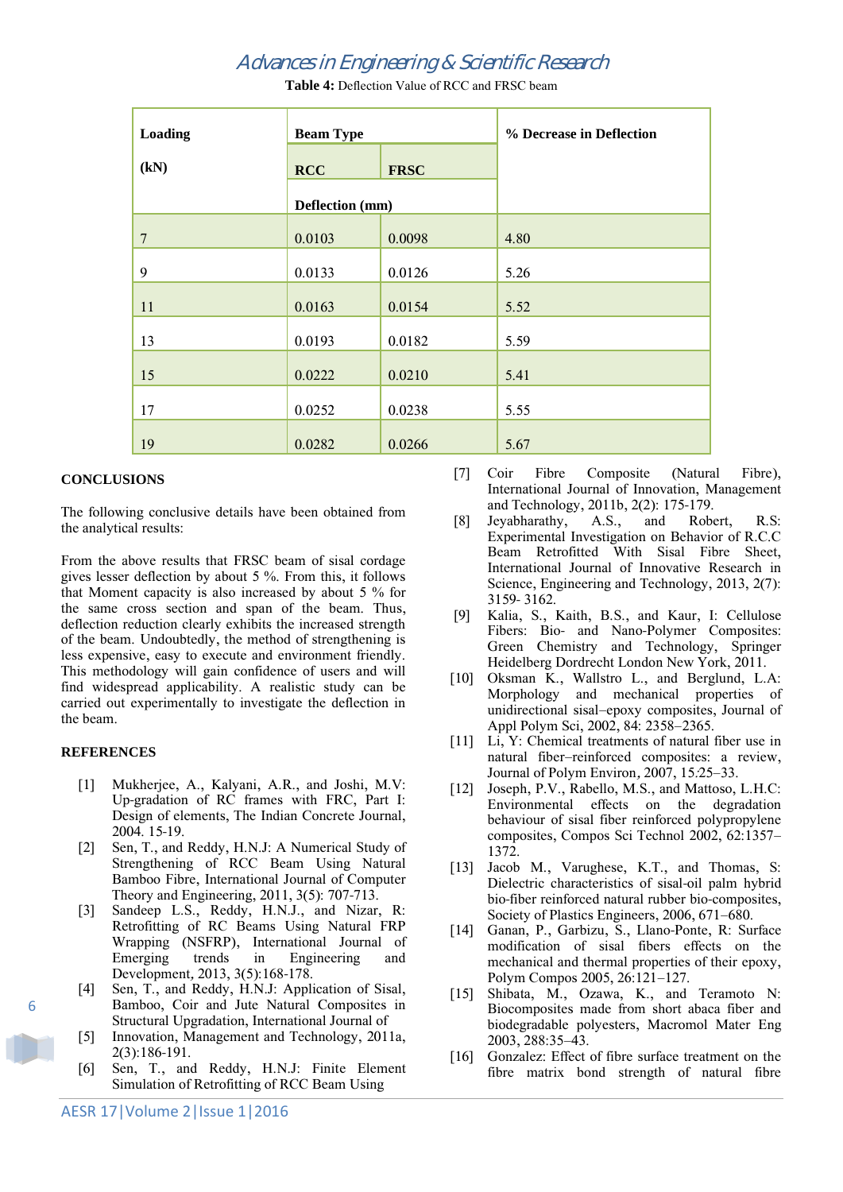**Table 4:** Deflection Value of RCC and FRSC beam

| Loading (kN) | Beam Type | | % Decrease in Deflection |
|---|---|---|---|
| | RCC | FRSC | |
| | Deflection (mm) | | |
| 7 | 0.0103 | 0.0098 | 4.80 |
| 9 | 0.0133 | 0.0126 | 5.26 |
| 11 | 0.0163 | 0.0154 | 5.52 |
| 13 | 0.0193 | 0.0182 | 5.59 |
| 15 | 0.0222 | 0.0210 | 5.41 |
| 17 | 0.0252 | 0.0238 | 5.55 |
| 19 | 0.0282 | 0.0266 | 5.67 |

## CONCLUSIONS

The following conclusive details have been obtained from the analytical results:

From the above results that FRSC beam of sisal cordage gives lesser deflection by about 5 %. From this, it follows that Moment capacity is also increased by about 5 % for the same cross section and span of the beam. Thus, deflection reduction clearly exhibits the increased strength of the beam. Undoubtedly, the method of strengthening is less expensive, easy to execute and environment friendly. This methodology will gain confidence of users and will find widespread applicability. A realistic study can be carried out experimentally to investigate the deflection in the beam.

## REFERENCES

[1] Mukherjee, A., Kalyani, A.R., and Joshi, M.V: Up-gradation of RC frames with FRC, Part I: Design of elements, The Indian Concrete Journal, 2004. 15-19.

[2] Sen, T., and Reddy, H.N.J: A Numerical Study of Strengthening of RCC Beam Using Natural Bamboo Fibre, International Journal of Computer Theory and Engineering, 2011, 3(5): 707-713.

[3] Sandeep L.S., Reddy, H.N.J., and Nizar, R: Retrofitting of RC Beams Using Natural FRP Wrapping (NSFRP), International Journal of Emerging trends in Engineering and Development, 2013, 3(5):168-178.

[4] Sen, T., and Reddy, H.N.J: Application of Sisal, Bamboo, Coir and Jute Natural Composites in Structural Upgradation, International Journal of

[5] Innovation, Management and Technology, 2011a, 2(3):186-191.

[6] Sen, T., and Reddy, H.N.J: Finite Element Simulation of Retrofitting of RCC Beam Using

[7] Coir Fibre Composite (Natural Fibre), International Journal of Innovation, Management and Technology, 2011b, 2(2): 175-179.

[8] Jeyabharathy, A.S., and Robert, R.S: Experimental Investigation on Behavior of R.C.C Beam Retrofitted With Sisal Fibre Sheet, International Journal of Innovative Research in Science, Engineering and Technology, 2013, 2(7): 3159- 3162.

[9] Kalia, S., Kaith, B.S., and Kaur, I: Cellulose Fibers: Bio- and Nano-Polymer Composites: Green Chemistry and Technology, Springer Heidelberg Dordrecht London New York, 2011.

[10] Oksman K., Wallstro L., and Berglund, L.A: Morphology and mechanical properties of unidirectional sisal–epoxy composites, Journal of Appl Polym Sci, 2002, 84: 2358–2365.

[11] Li, Y: Chemical treatments of natural fiber use in natural fiber–reinforced composites: a review, Journal of Polym Environ, 2007, 15:25–33.

[12] Joseph, P.V., Rabello, M.S., and Mattoso, L.H.C: Environmental effects on the degradation behaviour of sisal fiber reinforced polypropylene composites, Compos Sci Technol 2002, 62:1357–1372.

[13] Jacob M., Varughese, K.T., and Thomas, S: Dielectric characteristics of sisal-oil palm hybrid bio-fiber reinforced natural rubber bio-composites, Society of Plastics Engineers, 2006, 671–680.

[14] Ganan, P., Garbizu, S., Llano-Ponte, R: Surface modification of sisal fibers effects on the mechanical and thermal properties of their epoxy, Polym Compos 2005, 26:121–127.

[15] Shibata, M., Ozawa, K., and Teramoto N: Biocomposites made from short abaca fiber and biodegradable polyesters, Macromol Mater Eng 2003, 288:35–43.

[16] Gonzalez: Effect of fibre surface treatment on the fibre matrix bond strength of natural fibre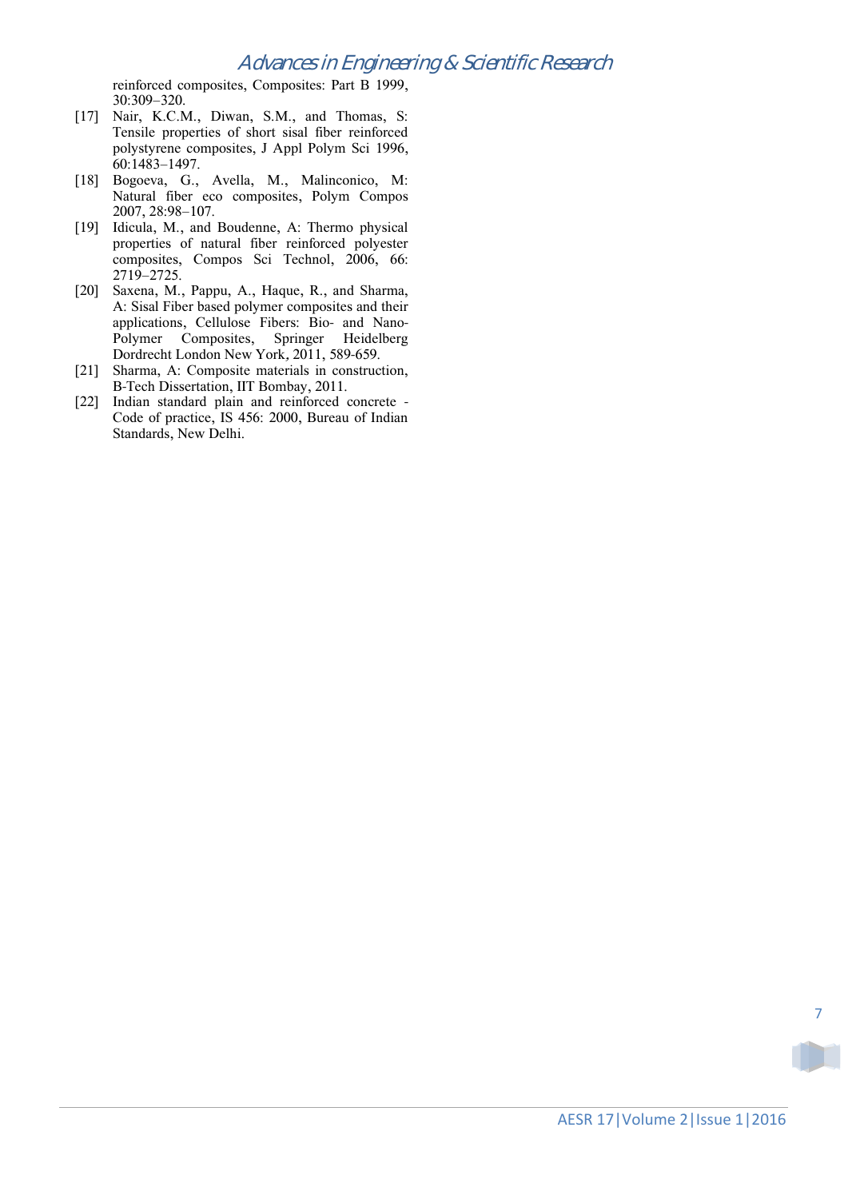reinforced composites, Composites: Part B 1999, 30:309–320.

[17] Nair, K.C.M., Diwan, S.M., and Thomas, S: Tensile properties of short sisal fiber reinforced polystyrene composites, J Appl Polym Sci 1996, 60:1483–1497.

[18] Bogoeva, G., Avella, M., Malinconico, M: Natural fiber eco composites, Polym Compos 2007, 28:98–107.

[19] Idicula, M., and Boudenne, A: Thermo physical properties of natural fiber reinforced polyester composites, Compos Sci Technol, 2006, 66: 2719–2725.

[20] Saxena, M., Pappu, A., Haque, R., and Sharma, A: Sisal Fiber based polymer composites and their applications, Cellulose Fibers: Bio- and Nano-Polymer Composites, Springer Heidelberg Dordrecht London New York, 2011, 589-659.

[21] Sharma, A: Composite materials in construction, B-Tech Dissertation, IIT Bombay, 2011.

[22] Indian standard plain and reinforced concrete - Code of practice, IS 456: 2000, Bureau of Indian Standards, New Delhi.